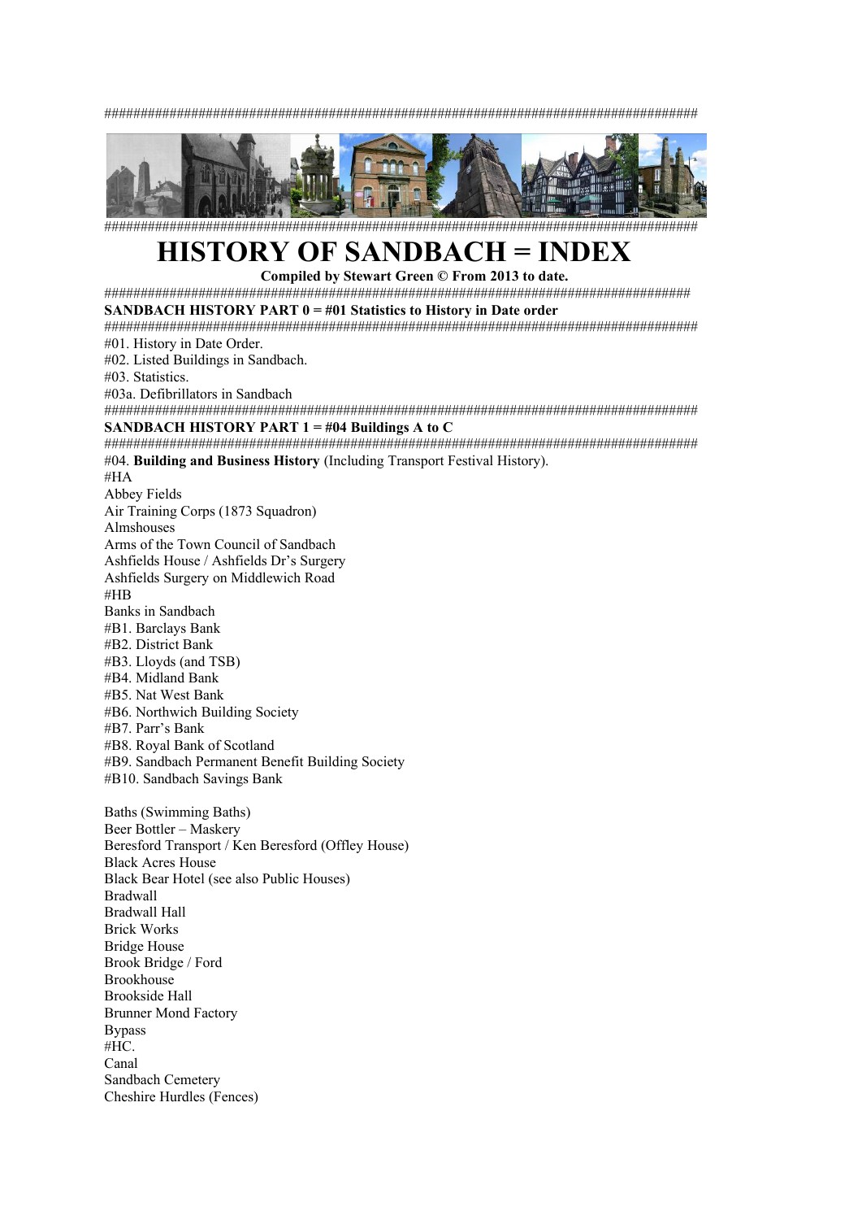#####################################################################################

#####################################################################################

# HISTORY OF SANDBACH = INDEX

**Compiled by Stewart Green © From 2013 to date.**

#####################################################################################

**SANDBACH HISTORY PART 0 = #01 Statistics to History in Date order**

#####################################################################################

#01. History in Date Order.
#02. Listed Buildings in Sandbach.
#03. Statistics.
#03a. Defibrillators in Sandbach

#####################################################################################

**SANDBACH HISTORY PART 1 = #04 Buildings A to C**

#####################################################################################

#04. **Building and Business History** (Including Transport Festival History).
#HA
Abbey Fields
Air Training Corps (1873 Squadron)
Almshouses
Arms of the Town Council of Sandbach
Ashfields House / Ashfields Dr's Surgery
Ashfields Surgery on Middlewich Road
#HB
Banks in Sandbach
#B1. Barclays Bank
#B2. District Bank
#B3. Lloyds (and TSB)
#B4. Midland Bank
#B5. Nat West Bank
#B6. Northwich Building Society
#B7. Parr's Bank
#B8. Royal Bank of Scotland
#B9. Sandbach Permanent Benefit Building Society
#B10. Sandbach Savings Bank

Baths (Swimming Baths)
Beer Bottler – Maskery
Beresford Transport / Ken Beresford (Offley House)
Black Acres House
Black Bear Hotel (see also Public Houses)
Bradwall
Bradwall Hall
Brick Works
Bridge House
Brook Bridge / Ford
Brookhouse
Brookside Hall
Brunner Mond Factory
Bypass
#HC.
Canal
Sandbach Cemetery
Cheshire Hurdles (Fences)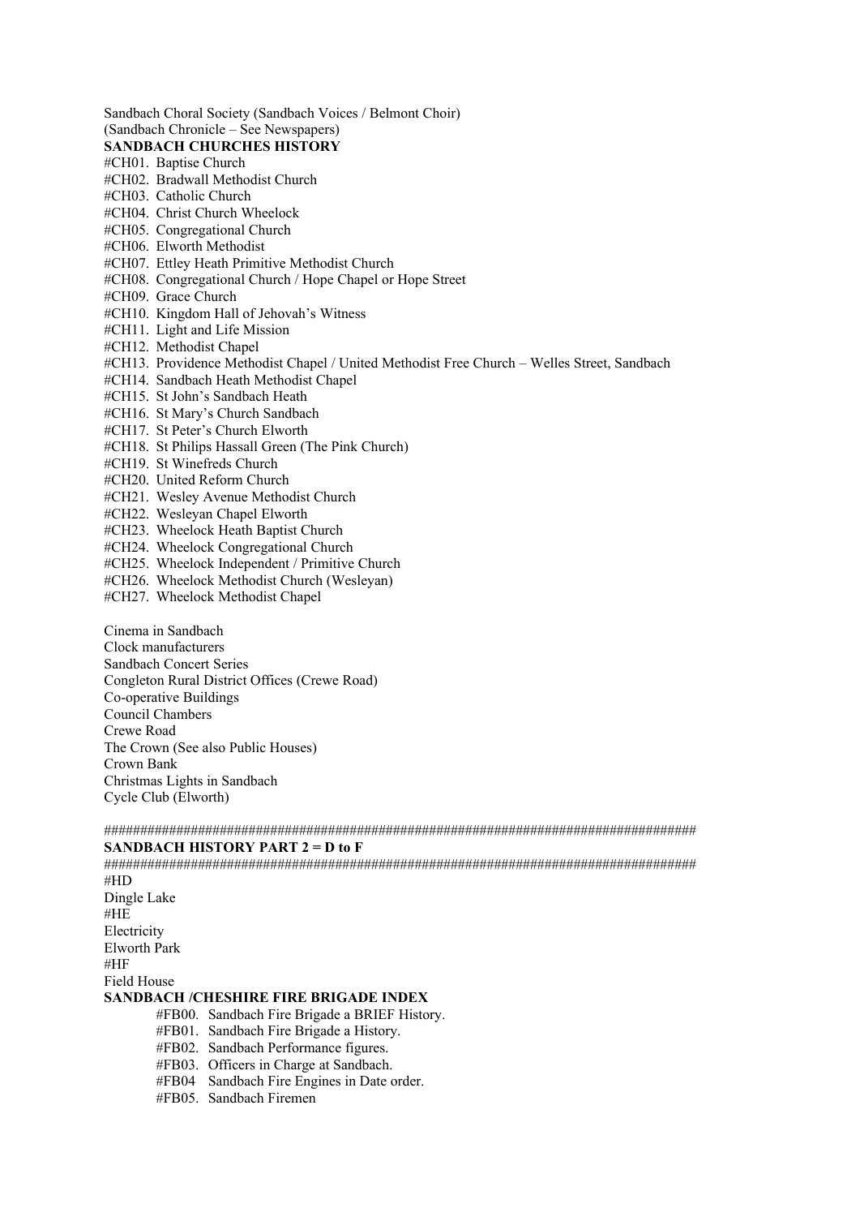Sandbach Choral Society (Sandbach Voices / Belmont Choir)
(Sandbach Chronicle – See Newspapers)

**SANDBACH CHURCHES HISTORY**

#CH01. Baptise Church
#CH02. Bradwall Methodist Church
#CH03. Catholic Church
#CH04. Christ Church Wheelock
#CH05. Congregational Church
#CH06. Elworth Methodist
#CH07. Ettley Heath Primitive Methodist Church
#CH08. Congregational Church / Hope Chapel or Hope Street
#CH09. Grace Church
#CH10. Kingdom Hall of Jehovah's Witness
#CH11. Light and Life Mission
#CH12. Methodist Chapel
#CH13. Providence Methodist Chapel / United Methodist Free Church – Welles Street, Sandbach
#CH14. Sandbach Heath Methodist Chapel
#CH15. St John's Sandbach Heath
#CH16. St Mary's Church Sandbach
#CH17. St Peter's Church Elworth
#CH18. St Philips Hassall Green (The Pink Church)
#CH19. St Winefreds Church
#CH20. United Reform Church
#CH21. Wesley Avenue Methodist Church
#CH22. Wesleyan Chapel Elworth
#CH23. Wheelock Heath Baptist Church
#CH24. Wheelock Congregational Church
#CH25. Wheelock Independent / Primitive Church
#CH26. Wheelock Methodist Church (Wesleyan)
#CH27. Wheelock Methodist Chapel

Cinema in Sandbach
Clock manufacturers
Sandbach Concert Series
Congleton Rural District Offices (Crewe Road)
Co-operative Buildings
Council Chambers
Crewe Road
The Crown (See also Public Houses)
Crown Bank
Christmas Lights in Sandbach
Cycle Club (Elworth)

################################################################################
**SANDBACH HISTORY PART 2 = D to F**
################################################################################
#HD
Dingle Lake
#HE
Electricity
Elworth Park
#HF
Field House

**SANDBACH /CHESHIRE FIRE BRIGADE INDEX**

#FB00. Sandbach Fire Brigade a BRIEF History.
#FB01. Sandbach Fire Brigade a History.
#FB02. Sandbach Performance figures.
#FB03. Officers in Charge at Sandbach.
#FB04 Sandbach Fire Engines in Date order.
#FB05. Sandbach Firemen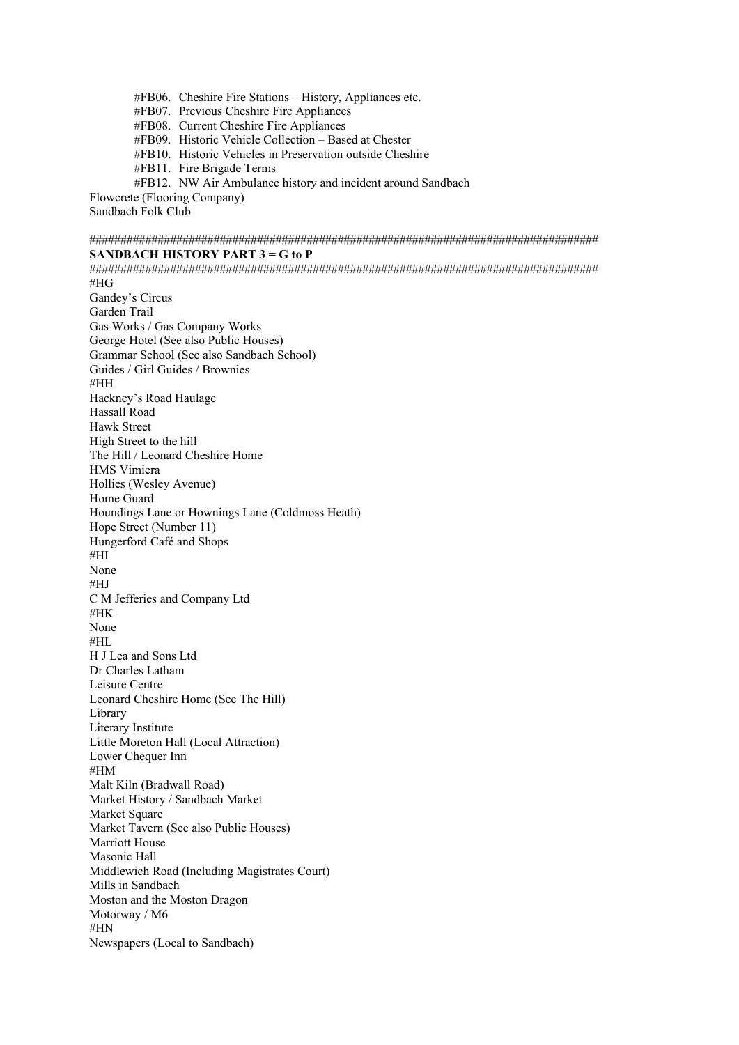#FB06. Cheshire Fire Stations – History, Appliances etc.
#FB07. Previous Cheshire Fire Appliances
#FB08. Current Cheshire Fire Appliances
#FB09. Historic Vehicle Collection – Based at Chester
#FB10. Historic Vehicles in Preservation outside Cheshire
#FB11. Fire Brigade Terms
#FB12. NW Air Ambulance history and incident around Sandbach

Flowcrete (Flooring Company)
Sandbach Folk Club

################################################################################
**SANDBACH HISTORY PART 3 = G to P**
################################################################################

#HG
Gandey's Circus
Garden Trail
Gas Works / Gas Company Works
George Hotel (See also Public Houses)
Grammar School (See also Sandbach School)
Guides / Girl Guides / Brownies

#HH
Hackney's Road Haulage
Hassall Road
Hawk Street
High Street to the hill
The Hill / Leonard Cheshire Home
HMS Vimiera
Hollies (Wesley Avenue)
Home Guard
Houndings Lane or Hownings Lane (Coldmoss Heath)
Hope Street (Number 11)
Hungerford Café and Shops

#HI
None

#HJ
C M Jefferies and Company Ltd

#HK
None

#HL
H J Lea and Sons Ltd
Dr Charles Latham
Leisure Centre
Leonard Cheshire Home (See The Hill)
Library
Literary Institute
Little Moreton Hall (Local Attraction)
Lower Chequer Inn

#HM
Malt Kiln (Bradwall Road)
Market History / Sandbach Market
Market Square
Market Tavern (See also Public Houses)
Marriott House
Masonic Hall
Middlewich Road (Including Magistrates Court)
Mills in Sandbach
Moston and the Moston Dragon
Motorway / M6

#HN
Newspapers (Local to Sandbach)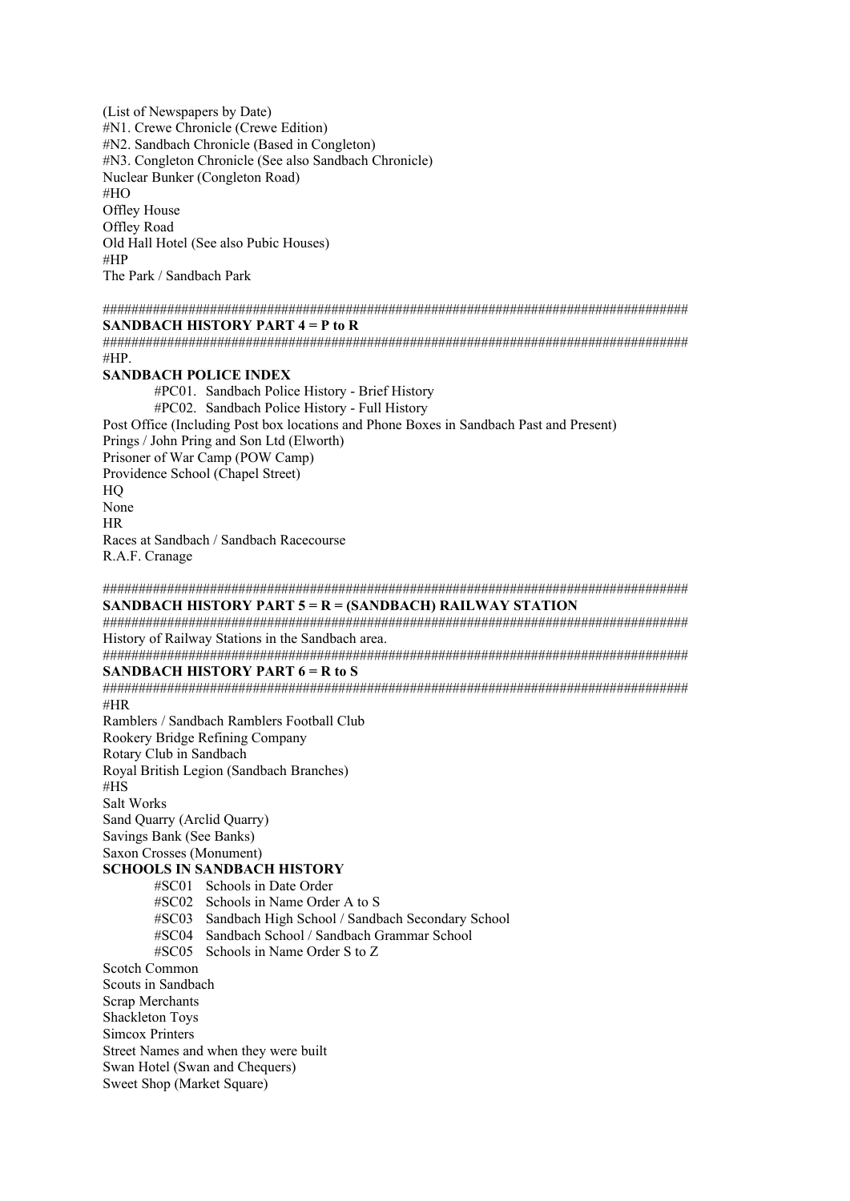(List of Newspapers by Date)
#N1. Crewe Chronicle (Crewe Edition)
#N2. Sandbach Chronicle (Based in Congleton)
#N3. Congleton Chronicle (See also Sandbach Chronicle)
Nuclear Bunker (Congleton Road)
#HO
Offley House
Offley Road
Old Hall Hotel (See also Pubic Houses)
#HP
The Park / Sandbach Park

####################################################################################
**SANDBACH HISTORY PART 4 = P to R**
####################################################################################
#HP.
**SANDBACH POLICE INDEX**
#PC01. Sandbach Police History - Brief History
#PC02. Sandbach Police History - Full History
Post Office (Including Post box locations and Phone Boxes in Sandbach Past and Present)
Prings / John Pring and Son Ltd (Elworth)
Prisoner of War Camp (POW Camp)
Providence School (Chapel Street)
HQ
None
HR
Races at Sandbach / Sandbach Racecourse
R.A.F. Cranage

####################################################################################
**SANDBACH HISTORY PART 5 = R = (SANDBACH) RAILWAY STATION**
####################################################################################
History of Railway Stations in the Sandbach area.
####################################################################################
**SANDBACH HISTORY PART 6 = R to S**
####################################################################################
#HR
Ramblers / Sandbach Ramblers Football Club
Rookery Bridge Refining Company
Rotary Club in Sandbach
Royal British Legion (Sandbach Branches)
#HS
Salt Works
Sand Quarry (Arclid Quarry)
Savings Bank (See Banks)
Saxon Crosses (Monument)
**SCHOOLS IN SANDBACH HISTORY**
#SC01 Schools in Date Order
#SC02 Schools in Name Order A to S
#SC03 Sandbach High School / Sandbach Secondary School
#SC04 Sandbach School / Sandbach Grammar School
#SC05 Schools in Name Order S to Z
Scotch Common
Scouts in Sandbach
Scrap Merchants
Shackleton Toys
Simcox Printers
Street Names and when they were built
Swan Hotel (Swan and Chequers)
Sweet Shop (Market Square)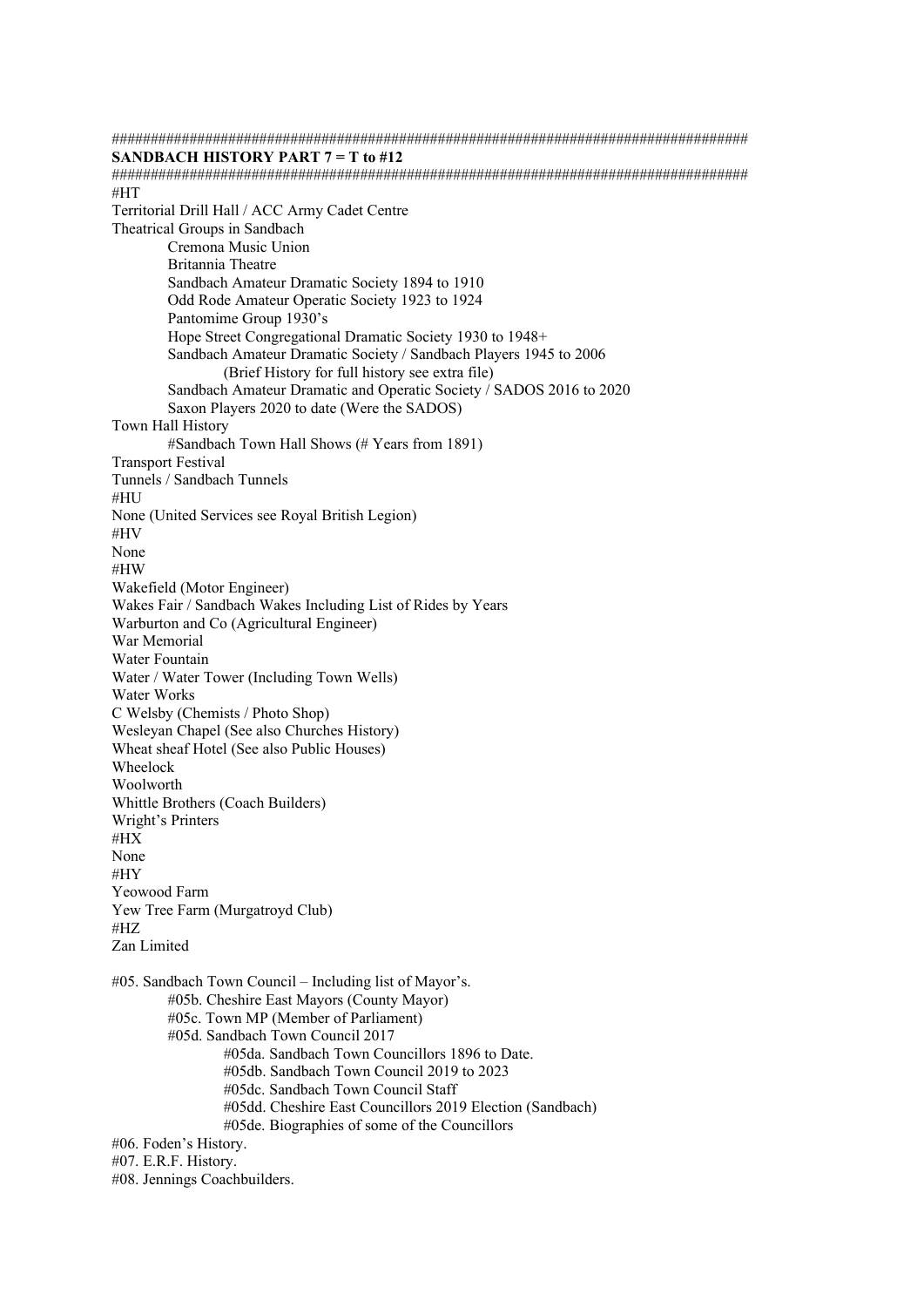################################################################################

**SANDBACH HISTORY PART 7 = T to #12**

################################################################################

#HT

Territorial Drill Hall / ACC Army Cadet Centre

Theatrical Groups in Sandbach

- Cremona Music Union
- Britannia Theatre
- Sandbach Amateur Dramatic Society 1894 to 1910
- Odd Rode Amateur Operatic Society 1923 to 1924
- Pantomime Group 1930's
- Hope Street Congregational Dramatic Society 1930 to 1948+
- Sandbach Amateur Dramatic Society / Sandbach Players 1945 to 2006
    - (Brief History for full history see extra file)
- Sandbach Amateur Dramatic and Operatic Society / SADOS 2016 to 2020
- Saxon Players 2020 to date (Were the SADOS)

Town Hall History

- #Sandbach Town Hall Shows (# Years from 1891)

Transport Festival

Tunnels / Sandbach Tunnels

#HU

None (United Services see Royal British Legion)

#HV

None

#HW

Wakefield (Motor Engineer)

Wakes Fair / Sandbach Wakes Including List of Rides by Years

Warburton and Co (Agricultural Engineer)

War Memorial

Water Fountain

Water / Water Tower (Including Town Wells)

Water Works

C Welsby (Chemists / Photo Shop)

Wesleyan Chapel (See also Churches History)

Wheat sheaf Hotel (See also Public Houses)

Wheelock

Woolworth

Whittle Brothers (Coach Builders)

Wright's Printers

#HX

None

#HY

Yeowood Farm

Yew Tree Farm (Murgatroyd Club)

#HZ

Zan Limited

#05. Sandbach Town Council – Including list of Mayor's.

- #05b. Cheshire East Mayors (County Mayor)
- #05c. Town MP (Member of Parliament)
- #05d. Sandbach Town Council 2017
    - #05da. Sandbach Town Councillors 1896 to Date.
    - #05db. Sandbach Town Council 2019 to 2023
    - #05dc. Sandbach Town Council Staff
    - #05dd. Cheshire East Councillors 2019 Election (Sandbach)
    - #05de. Biographies of some of the Councillors

#06. Foden's History.

#07. E.R.F. History.

#08. Jennings Coachbuilders.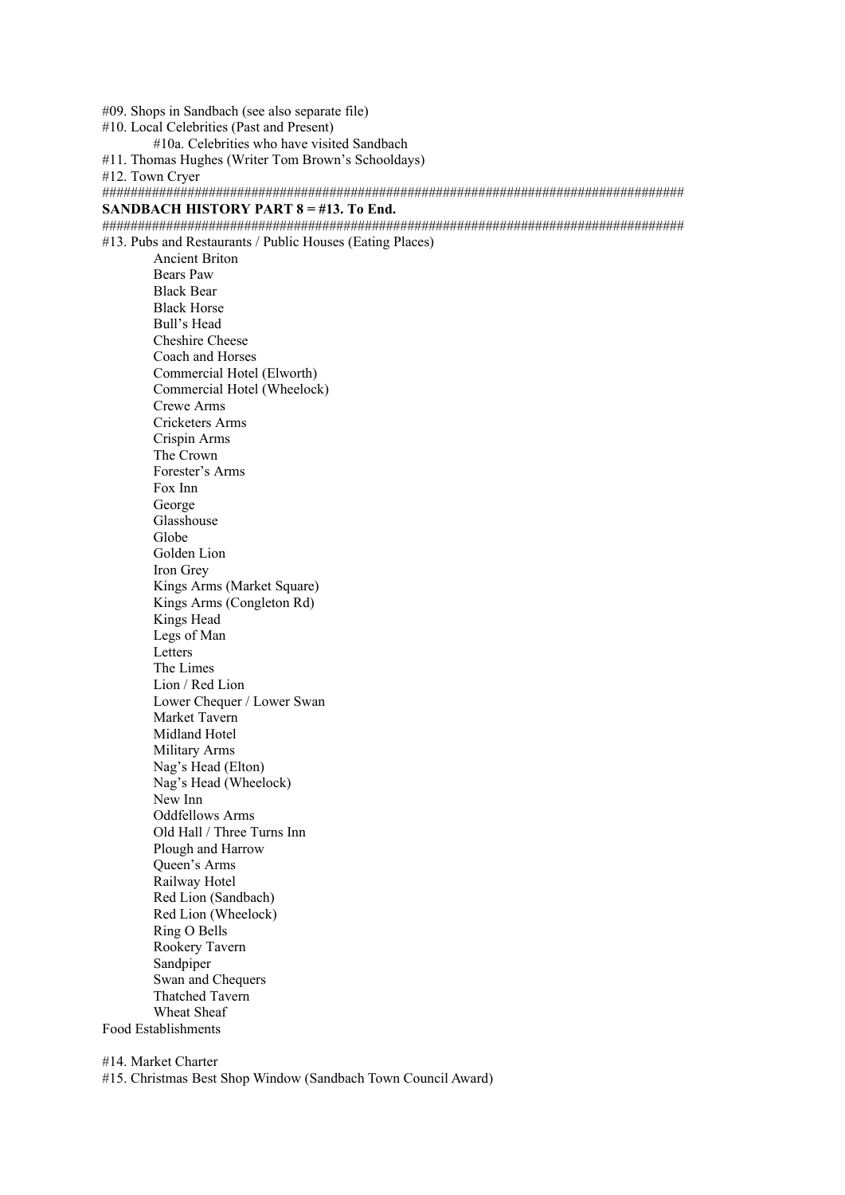#09. Shops in Sandbach (see also separate file)
#10. Local Celebrities (Past and Present)
    #10a. Celebrities who have visited Sandbach
#11. Thomas Hughes (Writer Tom Brown's Schooldays)
#12. Town Cryer

################################################################################

**SANDBACH HISTORY PART 8 = #13. To End.**

################################################################################

#13. Pubs and Restaurants / Public Houses (Eating Places)

- Ancient Briton
- Bears Paw
- Black Bear
- Black Horse
- Bull's Head
- Cheshire Cheese
- Coach and Horses
- Commercial Hotel (Elworth)
- Commercial Hotel (Wheelock)
- Crewe Arms
- Cricketers Arms
- Crispin Arms
- The Crown
- Forester's Arms
- Fox Inn
- George
- Glasshouse
- Globe
- Golden Lion
- Iron Grey
- Kings Arms (Market Square)
- Kings Arms (Congleton Rd)
- Kings Head
- Legs of Man
- Letters
- The Limes
- Lion / Red Lion
- Lower Chequer / Lower Swan
- Market Tavern
- Midland Hotel
- Military Arms
- Nag's Head (Elton)
- Nag's Head (Wheelock)
- New Inn
- Oddfellows Arms
- Old Hall / Three Turns Inn
- Plough and Harrow
- Queen's Arms
- Railway Hotel
- Red Lion (Sandbach)
- Red Lion (Wheelock)
- Ring O Bells
- Rookery Tavern
- Sandpiper
- Swan and Chequers
- Thatched Tavern
- Wheat Sheaf

Food Establishments

#14. Market Charter
#15. Christmas Best Shop Window (Sandbach Town Council Award)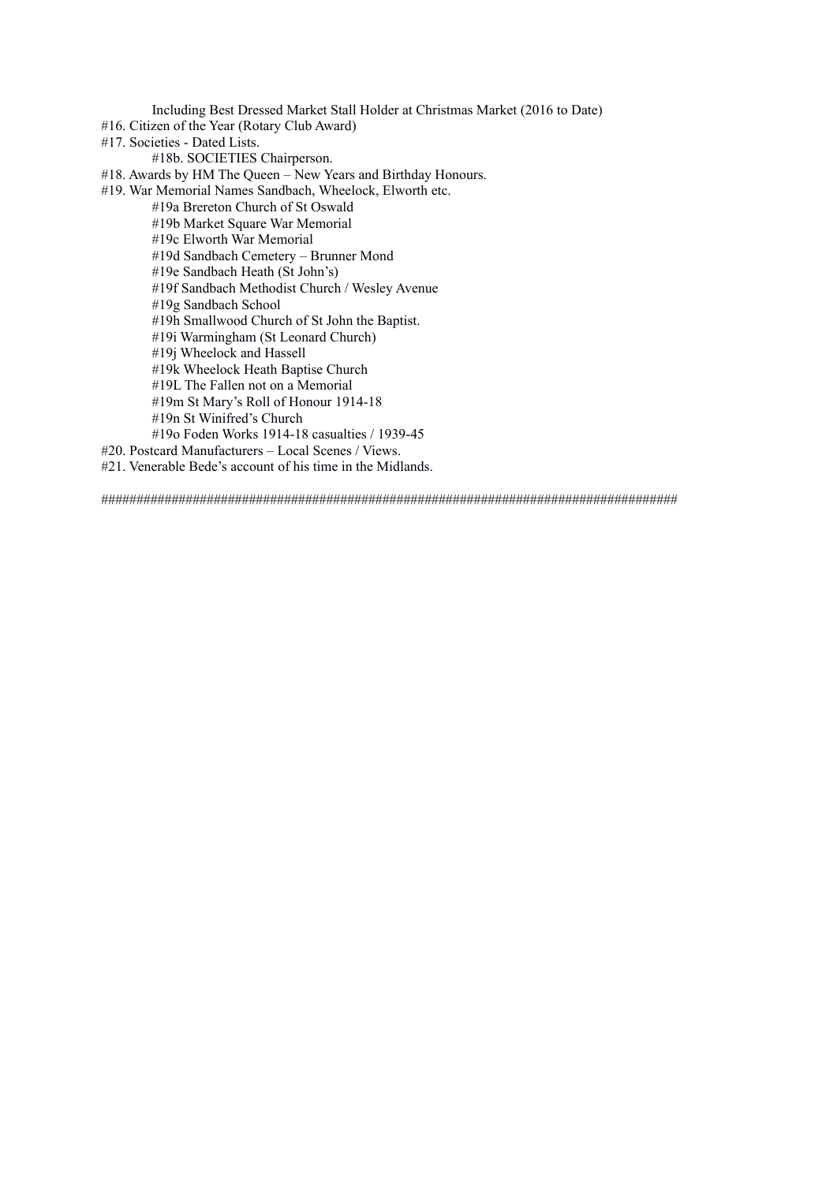Including Best Dressed Market Stall Holder at Christmas Market (2016 to Date)

#16. Citizen of the Year (Rotary Club Award)

#17. Societies - Dated Lists.

    #18b. SOCIETIES Chairperson.

#18. Awards by HM The Queen – New Years and Birthday Honours.

#19. War Memorial Names Sandbach, Wheelock, Elworth etc.

    #19a Brereton Church of St Oswald
    #19b Market Square War Memorial
    #19c Elworth War Memorial
    #19d Sandbach Cemetery – Brunner Mond
    #19e Sandbach Heath (St John's)
    #19f Sandbach Methodist Church / Wesley Avenue
    #19g Sandbach School
    #19h Smallwood Church of St John the Baptist.
    #19i Warmingham (St Leonard Church)
    #19j Wheelock and Hassell
    #19k Wheelock Heath Baptise Church
    #19L The Fallen not on a Memorial
    #19m St Mary's Roll of Honour 1914-18
    #19n St Winifred's Church
    #19o Foden Works 1914-18 casualties / 1939-45

#20. Postcard Manufacturers – Local Scenes / Views.

#21. Venerable Bede's account of his time in the Midlands.

##################################################################################